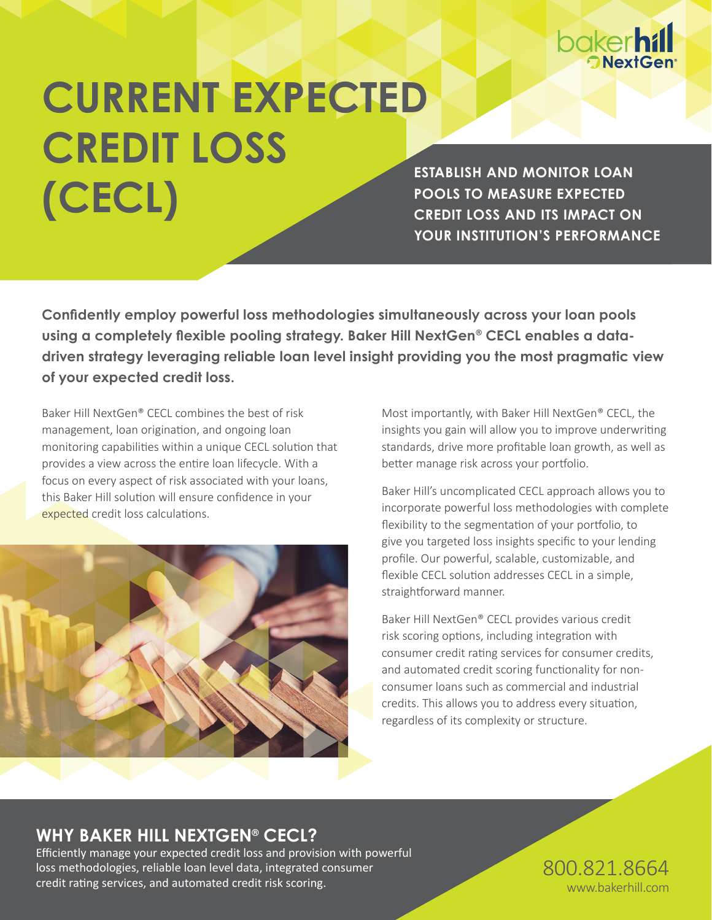bakerhill NextGen®

# CURRENT EXPECTED CREDIT LOSS (CECL)

**ESTABLISH AND MONITOR LOAN POOLS TO MEASURE EXPECTED CREDIT LOSS AND ITS IMPACT ON YOUR INSTITUTION'S PERFORMANCE**

**Confidently employ powerful loss methodologies simultaneously across your loan pools using a completely flexible pooling strategy. Baker Hill NextGen® CECL enables a data-driven strategy leveraging reliable loan level insight providing you the most pragmatic view of your expected credit loss.**

Baker Hill NextGen® CECL combines the best of risk management, loan origination, and ongoing loan monitoring capabilities within a unique CECL solution that provides a view across the entire loan lifecycle. With a focus on every aspect of risk associated with your loans, this Baker Hill solution will ensure confidence in your expected credit loss calculations.

Most importantly, with Baker Hill NextGen® CECL, the insights you gain will allow you to improve underwriting standards, drive more profitable loan growth, as well as better manage risk across your portfolio.

Baker Hill's uncomplicated CECL approach allows you to incorporate powerful loss methodologies with complete flexibility to the segmentation of your portfolio, to give you targeted loss insights specific to your lending profile. Our powerful, scalable, customizable, and flexible CECL solution addresses CECL in a simple, straightforward manner.

Baker Hill NextGen® CECL provides various credit risk scoring options, including integration with consumer credit rating services for consumer credits, and automated credit scoring functionality for non-consumer loans such as commercial and industrial credits. This allows you to address every situation, regardless of its complexity or structure.

## WHY BAKER HILL NEXTGEN® CECL?

Efficiently manage your expected credit loss and provision with powerful loss methodologies, reliable loan level data, integrated consumer credit rating services, and automated credit risk scoring.

800.821.8664
www.bakerhill.com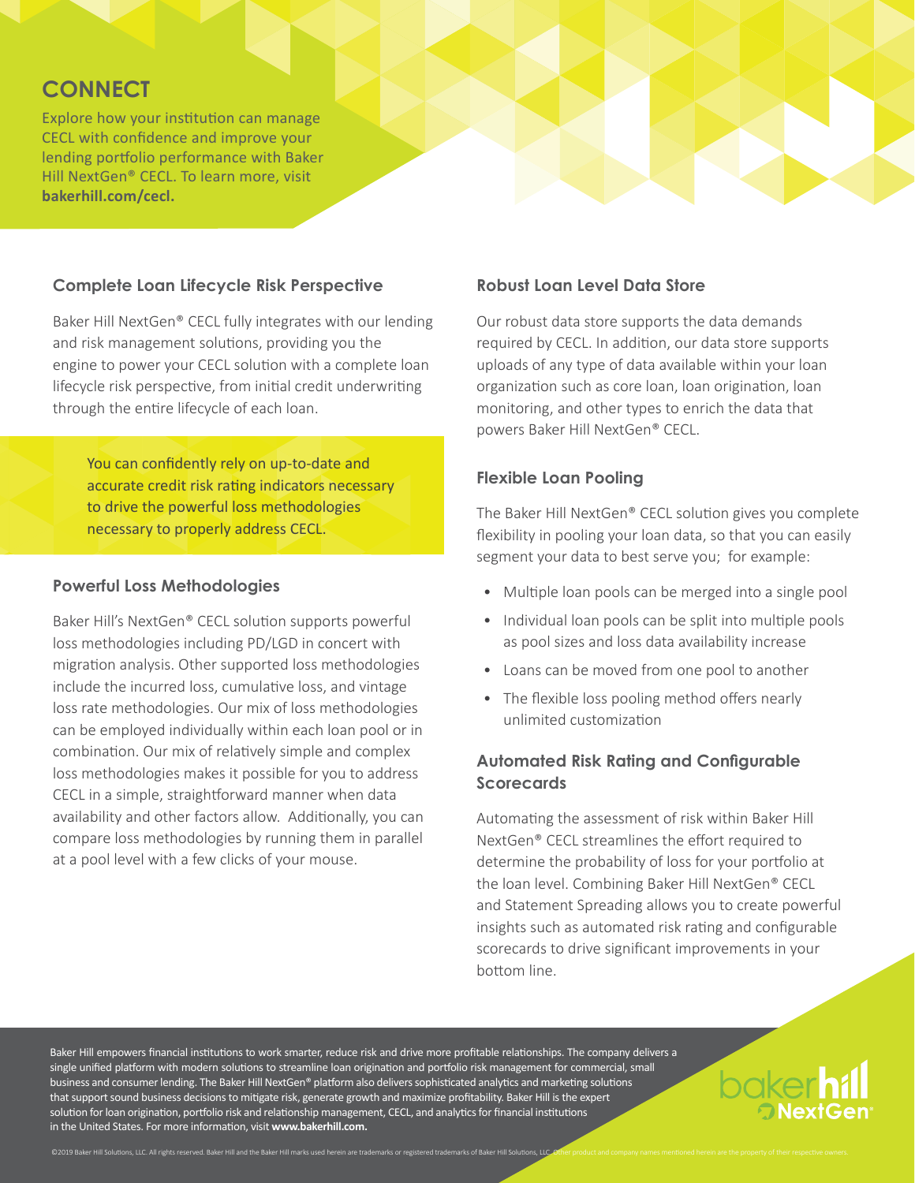## CONNECT

Explore how your institution can manage CECL with confidence and improve your lending portfolio performance with Baker Hill NextGen® CECL. To learn more, visit **bakerhill.com/cecl.**

### Complete Loan Lifecycle Risk Perspective

Baker Hill NextGen® CECL fully integrates with our lending and risk management solutions, providing you the engine to power your CECL solution with a complete loan lifecycle risk perspective, from initial credit underwriting through the entire lifecycle of each loan.

You can confidently rely on up-to-date and accurate credit risk rating indicators necessary to drive the powerful loss methodologies necessary to properly address CECL.

### Powerful Loss Methodologies

Baker Hill's NextGen® CECL solution supports powerful loss methodologies including PD/LGD in concert with migration analysis. Other supported loss methodologies include the incurred loss, cumulative loss, and vintage loss rate methodologies. Our mix of loss methodologies can be employed individually within each loan pool or in combination. Our mix of relatively simple and complex loss methodologies makes it possible for you to address CECL in a simple, straightforward manner when data availability and other factors allow. Additionally, you can compare loss methodologies by running them in parallel at a pool level with a few clicks of your mouse.

### Robust Loan Level Data Store

Our robust data store supports the data demands required by CECL. In addition, our data store supports uploads of any type of data available within your loan organization such as core loan, loan origination, loan monitoring, and other types to enrich the data that powers Baker Hill NextGen® CECL.

### Flexible Loan Pooling

The Baker Hill NextGen® CECL solution gives you complete flexibility in pooling your loan data, so that you can easily segment your data to best serve you; for example:

- Multiple loan pools can be merged into a single pool
- Individual loan pools can be split into multiple pools as pool sizes and loss data availability increase
- Loans can be moved from one pool to another
- The flexible loss pooling method offers nearly unlimited customization

### Automated Risk Rating and Configurable Scorecards

Automating the assessment of risk within Baker Hill NextGen® CECL streamlines the effort required to determine the probability of loss for your portfolio at the loan level. Combining Baker Hill NextGen® CECL and Statement Spreading allows you to create powerful insights such as automated risk rating and configurable scorecards to drive significant improvements in your bottom line.

Baker Hill empowers financial institutions to work smarter, reduce risk and drive more profitable relationships. The company delivers a single unified platform with modern solutions to streamline loan origination and portfolio risk management for commercial, small business and consumer lending. The Baker Hill NextGen® platform also delivers sophisticated analytics and marketing solutions that support sound business decisions to mitigate risk, generate growth and maximize profitability. Baker Hill is the expert solution for loan origination, portfolio risk and relationship management, CECL, and analytics for financial institutions in the United States. For more information, visit **www.bakerhill.com.**

bakerhill NextGen

©2019 Baker Hill Solutions, LLC. All rights reserved. Baker Hill and the Baker Hill marks used herein are trademarks or registered trademarks of Baker Hill Solutions, LLC. Other product and company names mentioned herein are the property of their respective owners.